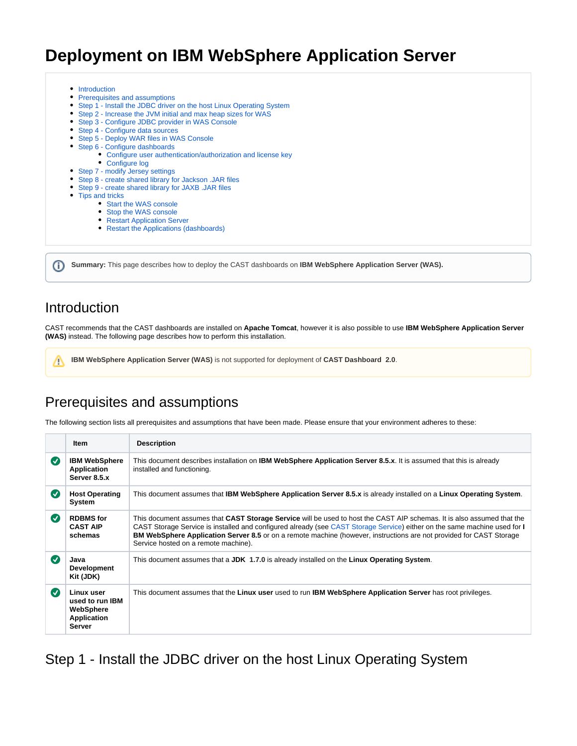# Deployment on IBM WebSphere Application Server

- Introduction
- Prerequisites and assumptions
- Step 1 - Install the JDBC driver on the host Linux Operating System
- Step 2 - Increase the JVM initial and max heap sizes for WAS
- Step 3 - Configure JDBC provider in WAS Console
- Step 4 - Configure data sources
- Step 5 - Deploy WAR files in WAS Console
- Step 6 - Configure dashboards
  - Configure user authentication/authorization and license key
  - Configure log
- Step 7 - modify Jersey settings
- Step 8 - create shared library for Jackson .JAR files
- Step 9 - create shared library for JAXB .JAR files
- Tips and tricks
  - Start the WAS console
  - Stop the WAS console
  - Restart Application Server
  - Restart the Applications (dashboards)

**Summary:** This page describes how to deploy the CAST dashboards on **IBM WebSphere Application Server (WAS).**

## Introduction

CAST recommends that the CAST dashboards are installed on **Apache Tomcat**, however it is also possible to use **IBM WebSphere Application Server (WAS)** instead. The following page describes how to perform this installation.

**IBM WebSphere Application Server (WAS)** is not supported for deployment of **CAST Dashboard 2.0**.

## Prerequisites and assumptions

The following section lists all prerequisites and assumptions that have been made. Please ensure that your environment adheres to these:

| | Item | Description |
|---|---|---|
| ✔ | **IBM WebSphere Application Server 8.5.x** | This document describes installation on **IBM WebSphere Application Server 8.5.x**. It is assumed that this is already installed and functioning. |
| ✔ | **Host Operating System** | This document assumes that **IBM WebSphere Application Server 8.5.x** is already installed on a **Linux Operating System**. |
| ✔ | **RDBMS for CAST AIP schemas** | This document assumes that **CAST Storage Service** will be used to host the CAST AIP schemas. It is also assumed that the CAST Storage Service is installed and configured already (see CAST Storage Service) either on the same machine used for **IBM WebSphere Application Server 8.5** or on a remote machine (however, instructions are not provided for CAST Storage Service hosted on a remote machine). |
| ✔ | **Java Development Kit (JDK)** | This document assumes that a **JDK 1.7.0** is already installed on the **Linux Operating System**. |
| ✔ | **Linux user used to run IBM WebSphere Application Server** | This document assumes that the **Linux user** used to run **IBM WebSphere Application Server** has root privileges. |

## Step 1 - Install the JDBC driver on the host Linux Operating System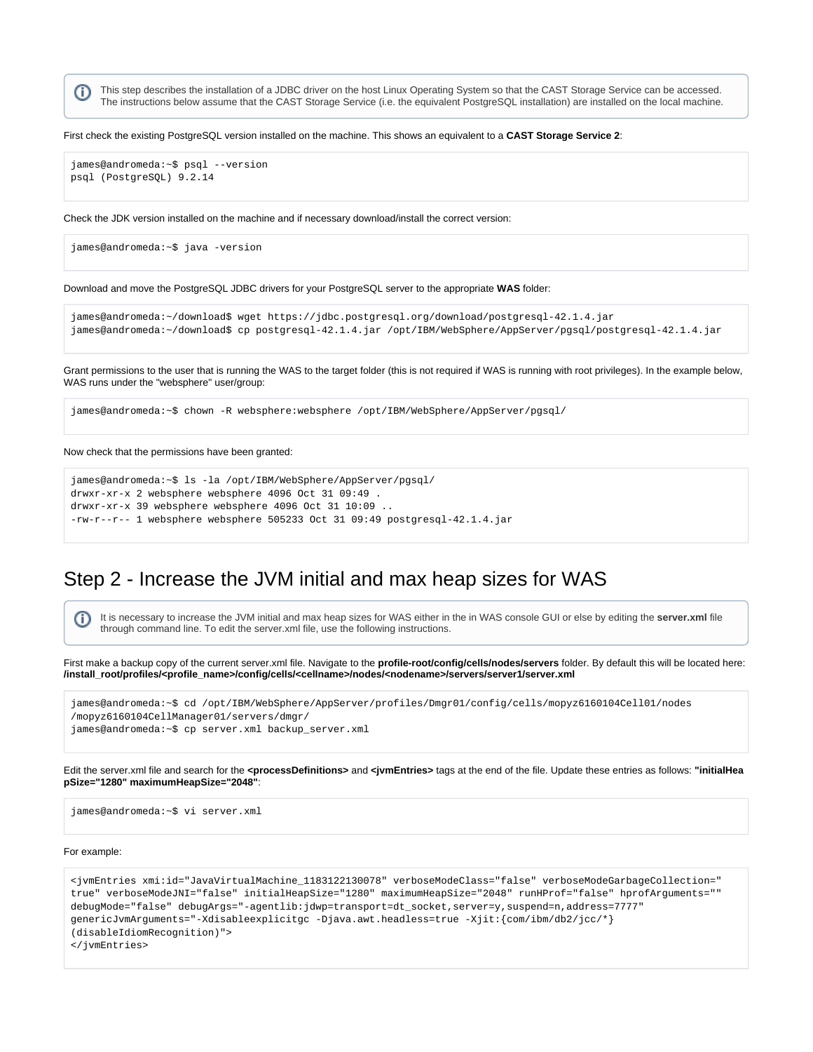> ⓘ This step describes the installation of a JDBC driver on the host Linux Operating System so that the CAST Storage Service can be accessed. The instructions below assume that the CAST Storage Service (i.e. the equivalent PostgreSQL installation) are installed on the local machine.

First check the existing PostgreSQL version installed on the machine. This shows an equivalent to a **CAST Storage Service 2**:

```
james@andromeda:~$ psql --version
psql (PostgreSQL) 9.2.14
```

Check the JDK version installed on the machine and if necessary download/install the correct version:

```
james@andromeda:~$ java -version
```

Download and move the PostgreSQL JDBC drivers for your PostgreSQL server to the appropriate **WAS** folder:

```
james@andromeda:~/download$ wget https://jdbc.postgresql.org/download/postgresql-42.1.4.jar
james@andromeda:~/download$ cp postgresql-42.1.4.jar /opt/IBM/WebSphere/AppServer/pgsql/postgresql-42.1.4.jar
```

Grant permissions to the user that is running the WAS to the target folder (this is not required if WAS is running with root privileges). In the example below, WAS runs under the "websphere" user/group:

```
james@andromeda:~$ chown -R websphere:websphere /opt/IBM/WebSphere/AppServer/pgsql/
```

Now check that the permissions have been granted:

```
james@andromeda:~$ ls -la /opt/IBM/WebSphere/AppServer/pgsql/
drwxr-xr-x 2 websphere websphere 4096 Oct 31 09:49 .
drwxr-xr-x 39 websphere websphere 4096 Oct 31 10:09 ..
-rw-r--r-- 1 websphere websphere 505233 Oct 31 09:49 postgresql-42.1.4.jar
```

## Step 2 - Increase the JVM initial and max heap sizes for WAS

> ⓘ It is necessary to increase the JVM initial and max heap sizes for WAS either in the in WAS console GUI or else by editing the **server.xml** file through command line. To edit the server.xml file, use the following instructions.

First make a backup copy of the current server.xml file. Navigate to the **profile-root/config/cells/nodes/servers** folder. By default this will be located here: **/install_root/profiles/<profile_name>/config/cells/<cellname>/nodes/<nodename>/servers/server1/server.xml**

```
james@andromeda:~$ cd /opt/IBM/WebSphere/AppServer/profiles/Dmgr01/config/cells/mopyz6160104Cell01/nodes
/mopyz6160104CellManager01/servers/dmgr/
james@andromeda:~$ cp server.xml backup_server.xml
```

Edit the server.xml file and search for the **<processDefinitions>** and **<jvmEntries>** tags at the end of the file. Update these entries as follows: **"initialHeapSize="1280" maximumHeapSize="2048"**:

```
james@andromeda:~$ vi server.xml
```

For example:

```
<jvmEntries xmi:id="JavaVirtualMachine_1183122130078" verboseModeClass="false" verboseModeGarbageCollection="
true" verboseModeJNI="false" initialHeapSize="1280" maximumHeapSize="2048" runHProf="false" hprofArguments=""
debugMode="false" debugArgs="-agentlib:jdwp=transport=dt_socket,server=y,suspend=n,address=7777"
genericJvmArguments="-Xdisableexplicitgc -Djava.awt.headless=true -Xjit:{com/ibm/db2/jcc/*}
(disableIdiomRecognition)">
</jvmEntries>
```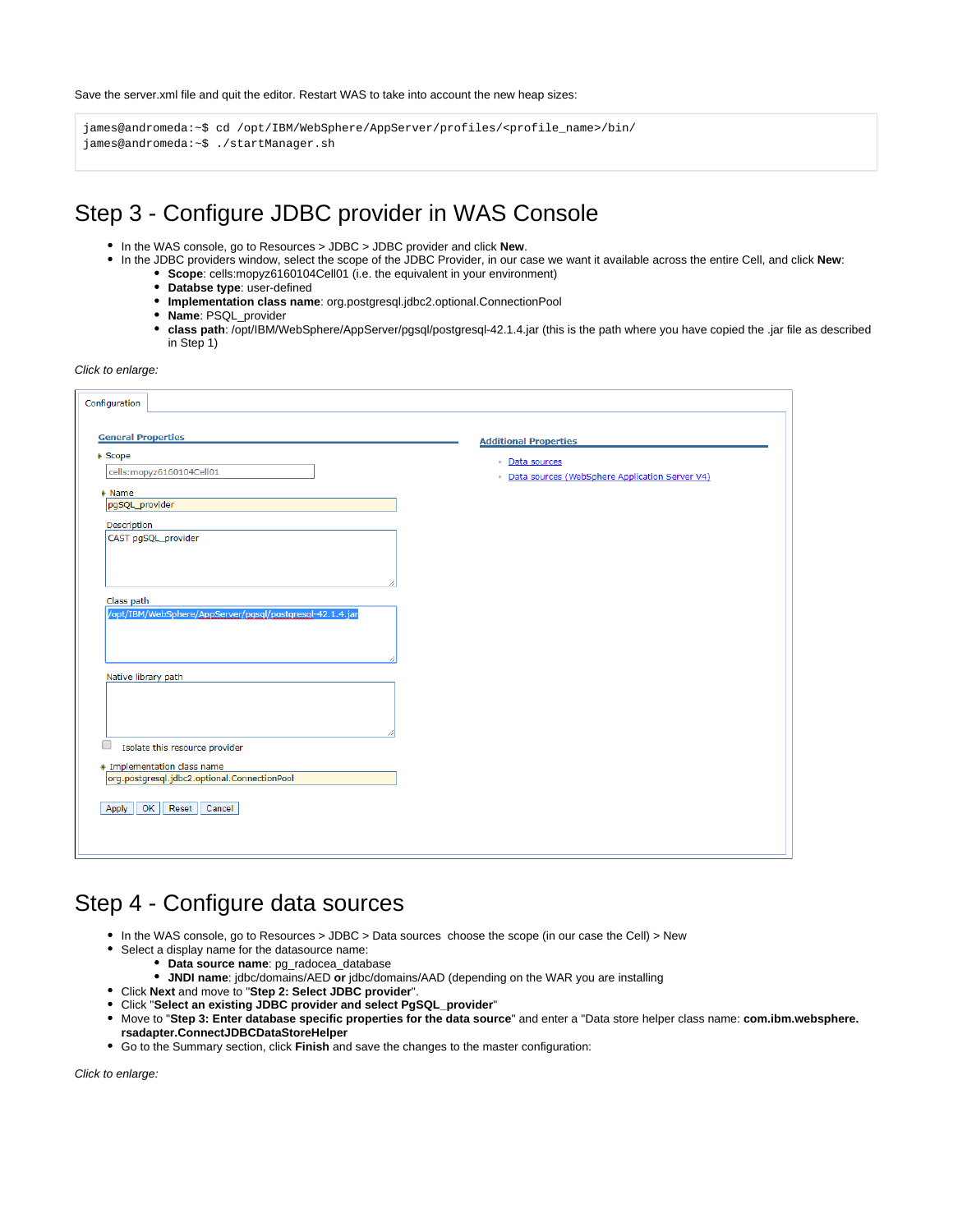Save the server.xml file and quit the editor. Restart WAS to take into account the new heap sizes:

```
james@andromeda:~$ cd /opt/IBM/WebSphere/AppServer/profiles/<profile_name>/bin/
james@andromeda:~$ ./startManager.sh
```

# Step 3 - Configure JDBC provider in WAS Console

- In the WAS console, go to Resources > JDBC > JDBC provider and click **New**.
- In the JDBC providers window, select the scope of the JDBC Provider, in our case we want it available across the entire Cell, and click **New**:
  - **Scope**: cells:mopyz6160104Cell01 (i.e. the equivalent in your environment)
  - **Databse type**: user-defined
  - **Implementation class name**: org.postgresql.jdbc2.optional.ConnectionPool
  - **Name**: PSQL_provider
  - **class path**: /opt/IBM/WebSphere/AppServer/pgsql/postgresql-42.1.4.jar (this is the path where you have copied the .jar file as described in Step 1)

*Click to enlarge:*

Configuration

**General Properties**

\* Scope
cells:mopyz6160104Cell01

\* Name
pgSQL_provider

Description
CAST pgSQL_provider

Class path
/opt/IBM/WebSphere/AppServer/pgsql/postgresql-42.1.4.jar

Native library path

Isolate this resource provider

\* Implementation class name
org.postgresql.jdbc2.optional.ConnectionPool

Apply | OK | Reset | Cancel

**Additional Properties**

- Data sources
- Data sources (WebSphere Application Server V4)

# Step 4 - Configure data sources

- In the WAS console, go to Resources > JDBC > Data sources choose the scope (in our case the Cell) > New
- Select a display name for the datasource name:
  - **Data source name**: pg_radocea_database
  - **JNDI name**: jdbc/domains/AED **or** jdbc/domains/AAD (depending on the WAR you are installing
- Click **Next** and move to "**Step 2: Select JDBC provider**".
- Click "**Select an existing JDBC provider and select PgSQL_provider**"
- Move to "**Step 3: Enter database specific properties for the data source**" and enter a "Data store helper class name: **com.ibm.websphere.rsadapter.ConnectJDBCDataStoreHelper**
- Go to the Summary section, click **Finish** and save the changes to the master configuration:

*Click to enlarge:*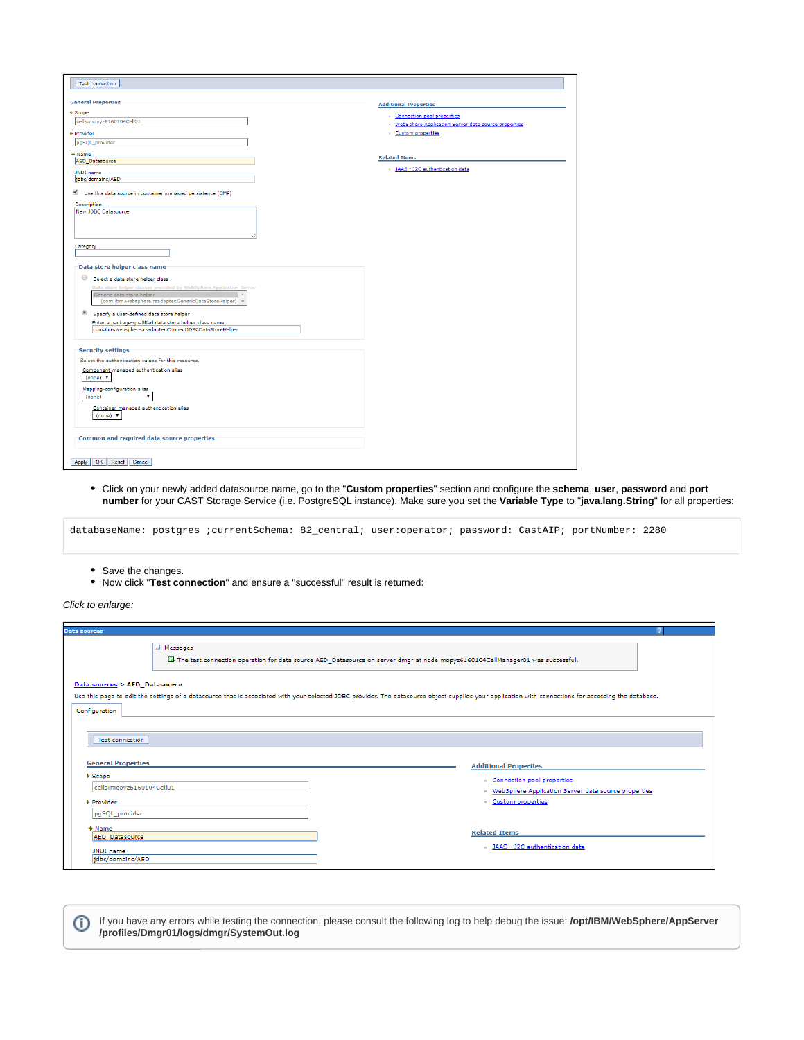- Click on your newly added datasource name, go to the "**Custom properties**" section and configure the **schema**, **user**, **password** and **port number** for your CAST Storage Service (i.e. PostgreSQL instance). Make sure you set the **Variable Type** to "**java.lang.String**" for all properties:

```
databaseName: postgres ;currentSchema: 82_central; user:operator; password: CastAIP; portNumber: 2280
```

- Save the changes.
- Now click "**Test connection**" and ensure a "successful" result is returned:

*Click to enlarge:*

If you have any errors while testing the connection, please consult the following log to help debug the issue: **/opt/IBM/WebSphere/AppServer/profiles/Dmgr01/logs/dmgr/SystemOut.log**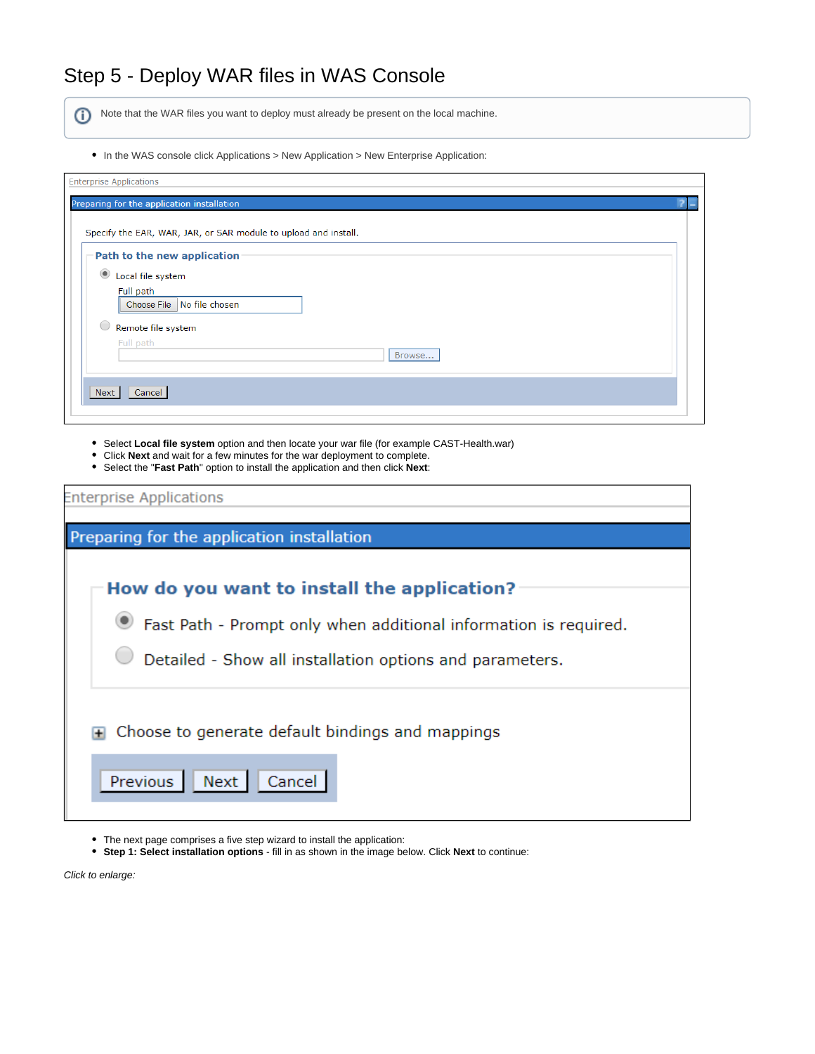# Step 5 - Deploy WAR files in WAS Console

> Note that the WAR files you want to deploy must already be present on the local machine.

- In the WAS console click Applications > New Application > New Enterprise Application:

- Select **Local file system** option and then locate your war file (for example CAST-Health.war)
- Click **Next** and wait for a few minutes for the war deployment to complete.
- Select the "**Fast Path**" option to install the application and then click **Next**:

- The next page comprises a five step wizard to install the application:
- **Step 1: Select installation options** - fill in as shown in the image below. Click **Next** to continue:

*Click to enlarge:*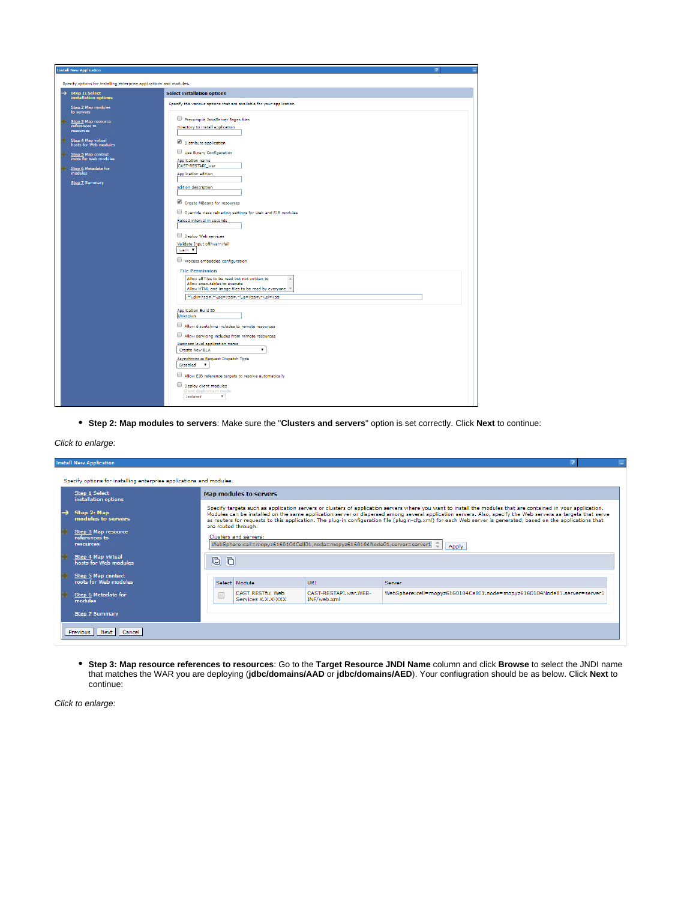- **Step 2: Map modules to servers**: Make sure the "**Clusters and servers**" option is set correctly. Click **Next** to continue:

*Click to enlarge:*

- **Step 3: Map resource references to resources**: Go to the **Target Resource JNDI Name** column and click **Browse** to select the JNDI name that matches the WAR you are deploying (**jdbc/domains/AAD** or **jdbc/domains/AED**). Your confiugration should be as below. Click **Next** to continue:

*Click to enlarge:*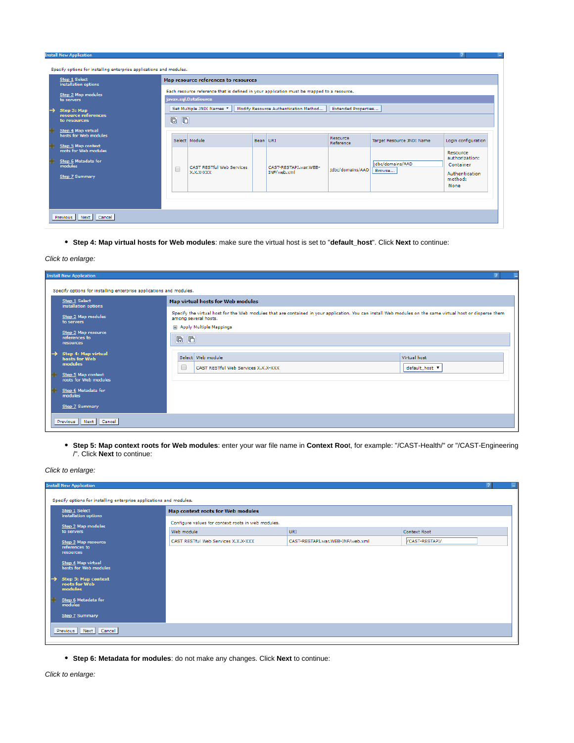- **Step 4: Map virtual hosts for Web modules**: make sure the virtual host is set to "**default_host**". Click **Next** to continue:

*Click to enlarge:*

- **Step 5: Map context roots for Web modules**: enter your war file name in **Context Root**, for example: "/CAST-Health/" or "/CAST-Engineering/". Click **Next** to continue:

*Click to enlarge:*

- **Step 6: Metadata for modules**: do not make any changes. Click **Next** to continue:

*Click to enlarge:*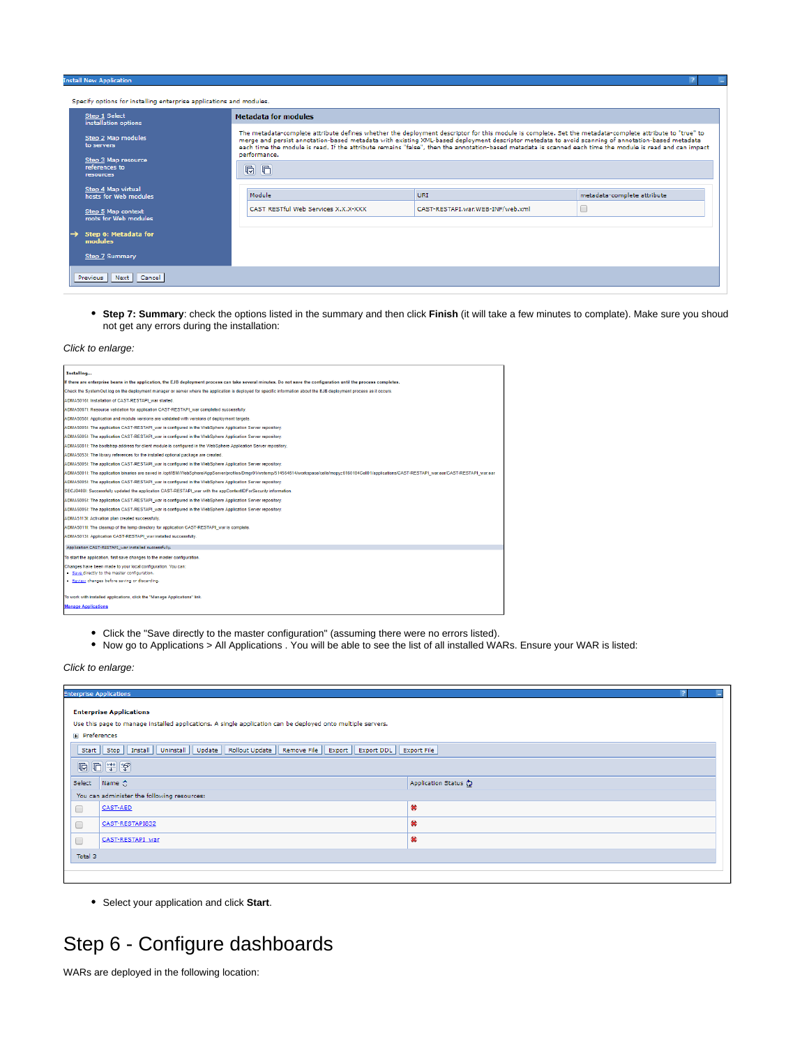Install New Application

Specify options for installing enterprise applications and modules.

Step 1 Select installation options

Step 2 Map modules to servers

Step 3 Map resource references to resources

Step 4 Map virtual hosts for Web modules

Step 5 Map context roots for Web modules

→ **Step 6: Metadata for modules**

Step 7 Summary

**Metadata for modules**

The metadata-complete attribute defines whether the deployment descriptor for this module is complete. Set the metadata-complete attribute to "true" to merge and persist annotation-based metadata with existing XML-based deployment descriptor metadata to avoid scanning of annotation-based metadata each time the module is read. If the attribute remains "false", then the annotation-based metadata is scanned each time the module is read and can impact performance.

| Module | URI | metadata-complete attribute |
|---|---|---|
| CAST RESTful Web Services X.X.X-XXX | CAST-RESTAPI.war,WEB-INF/web.xml | ☐ |

Previous | Next | Cancel

- **Step 7: Summary**: check the options listed in the summary and then click **Finish** (it will take a few minutes to complate). Make sure you shoud not get any errors during the installation:

*Click to enlarge:*

**Installing...**

**If there are enterprise beans in the application, the EJB deployment process can take several minutes. Do not save the configuration until the process completes.**

Check the SystemOut.log on the deployment manager or server where the application is deployed for specific information about the EJB deployment process as it occurs.

ADMA5016I: Installation of CAST-RESTAPI_war started.

ADMA5067I: Resource validation for application CAST-RESTAPI_war completed successfully.

ADMA5058I: Application and module versions are validated with versions of deployment targets.

ADMA5005I: The application CAST-RESTAPI_war is configured in the WebSphere Application Server repository.

ADMA5005I: The application CAST-RESTAPI_war is configured in the WebSphere Application Server repository.

ADMA5081I: The bootstrap address for client module is configured in the WebSphere Application Server repository.

ADMA5053I: The library references for the installed optional package are created.

ADMA5005I: The application CAST-RESTAPI_war is configured in the WebSphere Application Server repository.

ADMA5001I: The application binaries are saved in /opt/IBM/WebSphere/AppServer/profiles/Dmgr01/wstemp/514564614/workspace/cells/mapyc6180104Cell01/applications/CAST-RESTAPI_war.ear/CAST-RESTAPI_war.ear

ADMA5005I: The application CAST-RESTAPI_war is configured in the WebSphere Application Server repository.

SECJ0400I: Successfully updated the application CAST-RESTAPI_war with the appContextIDForSecurity information.

ADMA5005I: The application CAST-RESTAPI_war is configured in the WebSphere Application Server repository.

ADMA5005I: The application CAST-RESTAPI_war is configured in the WebSphere Application Server repository.

ADMA5113I: Activation plan created successfully.

ADMA5011I: The cleanup of the temp directory for application CAST-RESTAPI_war is complete.

ADMA5013I: Application CAST-RESTAPI_war installed successfully.

Application CAST-RESTAPI_war installed successfully.

To start the application, first save changes to the master configuration.

Changes have been made to your local configuration. You can:
- Save directly to the master configuration.
- Review changes before saving or discarding.

To work with installed applications, click the "Manage Applications" link.

Manage Applications

- Click the "Save directly to the master configuration" (assuming there were no errors listed).
- Now go to Applications > All Applications . You will be able to see the list of all installed WARs. Ensure your WAR is listed:

*Click to enlarge:*

Enterprise Applications

**Enterprise Applications**

Use this page to manage installed applications. A single application can be deployed onto multiple servers.

⊞ Preferences

Start | Stop | Install | Uninstall | Update | Rollout Update | Remove File | Export | Export DDL | Export File

| Select | Name | Application Status |
|---|---|---|
| You can administer the following resources: | | |
| ☐ | CAST-AED | ✖ |
| ☐ | CAST-RESTAPI832 | ✖ |
| ☐ | CAST-RESTAPI_war | ✖ |
| Total 3 | | |

- Select your application and click **Start**.

# Step 6 - Configure dashboards

WARs are deployed in the following location: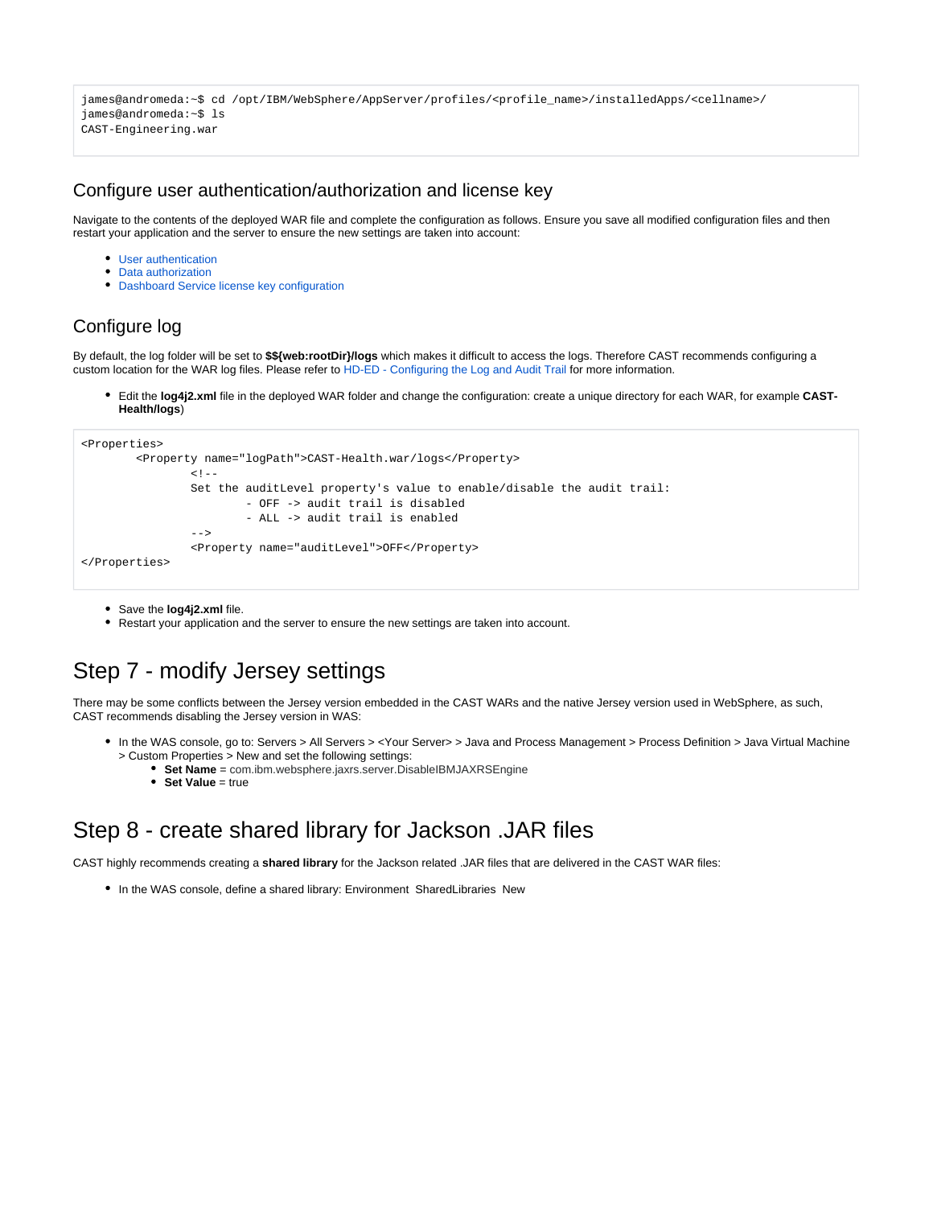```
james@andromeda:~$ cd /opt/IBM/WebSphere/AppServer/profiles/<profile_name>/installedApps/<cellname>/
james@andromeda:~$ ls
CAST-Engineering.war
```

### Configure user authentication/authorization and license key

Navigate to the contents of the deployed WAR file and complete the configuration as follows. Ensure you save all modified configuration files and then restart your application and the server to ensure the new settings are taken into account:

- User authentication
- Data authorization
- Dashboard Service license key configuration

### Configure log

By default, the log folder will be set to **$${web:rootDir}/logs** which makes it difficult to access the logs. Therefore CAST recommends configuring a custom location for the WAR log files. Please refer to HD-ED - Configuring the Log and Audit Trail for more information.

- Edit the **log4j2.xml** file in the deployed WAR folder and change the configuration: create a unique directory for each WAR, for example **CAST-Health/logs**)

```
<Properties>
        <Property name="logPath">CAST-Health.war/logs</Property>
                <!--
                Set the auditLevel property's value to enable/disable the audit trail:
                        - OFF -> audit trail is disabled
                        - ALL -> audit trail is enabled
                -->
                <Property name="auditLevel">OFF</Property>
</Properties>
```

- Save the **log4j2.xml** file.
- Restart your application and the server to ensure the new settings are taken into account.

## Step 7 - modify Jersey settings

There may be some conflicts between the Jersey version embedded in the CAST WARs and the native Jersey version used in WebSphere, as such, CAST recommends disabling the Jersey version in WAS:

- In the WAS console, go to: Servers > All Servers > <Your Server> > Java and Process Management > Process Definition > Java Virtual Machine > Custom Properties > New and set the following settings:
  - **Set Name** = com.ibm.websphere.jaxrs.server.DisableIBMJAXRSEngine
  - **Set Value** = true

## Step 8 - create shared library for Jackson .JAR files

CAST highly recommends creating a **shared library** for the Jackson related .JAR files that are delivered in the CAST WAR files:

- In the WAS console, define a shared library: Environment SharedLibraries New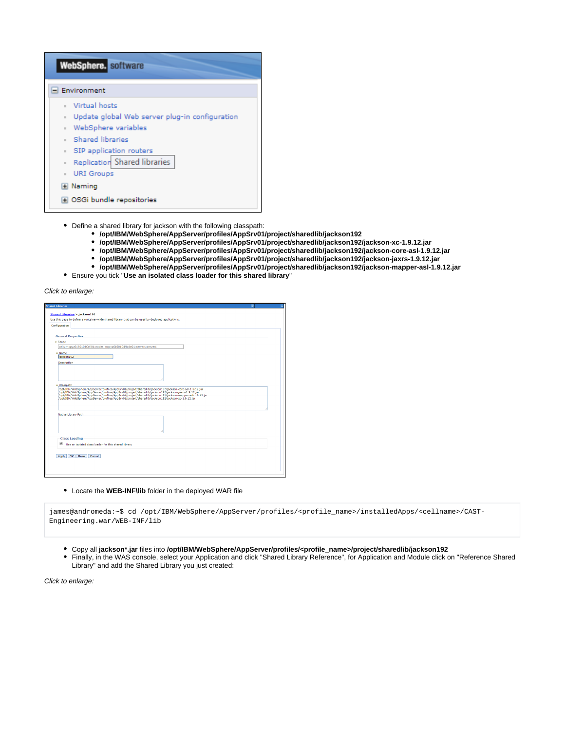- Define a shared library for jackson with the following classpath:
  - **/opt/IBM/WebSphere/AppServer/profiles/AppSrv01/project/sharedlib/jackson192**
  - **/opt/IBM/WebSphere/AppServer/profiles/AppSrv01/project/sharedlib/jackson192/jackson-xc-1.9.12.jar**
  - **/opt/IBM/WebSphere/AppServer/profiles/AppSrv01/project/sharedlib/jackson192/jackson-core-asl-1.9.12.jar**
  - **/opt/IBM/WebSphere/AppServer/profiles/AppSrv01/project/sharedlib/jackson192/jackson-jaxrs-1.9.12.jar**
  - **/opt/IBM/WebSphere/AppServer/profiles/AppSrv01/project/sharedlib/jackson192/jackson-mapper-asl-1.9.12.jar**
- Ensure you tick "**Use an isolated class loader for this shared library**"

*Click to enlarge:*

- Locate the **WEB-INF\lib** folder in the deployed WAR file

```
james@andromeda:~$ cd /opt/IBM/WebSphere/AppServer/profiles/<profile_name>/installedApps/<cellname>/CAST-Engineering.war/WEB-INF/lib
```

- Copy all **jackson*.jar** files into **/opt/IBM/WebSphere/AppServer/profiles/<profile_name>/project/sharedlib/jackson192**
- Finally, in the WAS console, select your Application and click "Shared Library Reference", for Application and Module click on "Reference Shared Library" and add the Shared Library you just created:

*Click to enlarge:*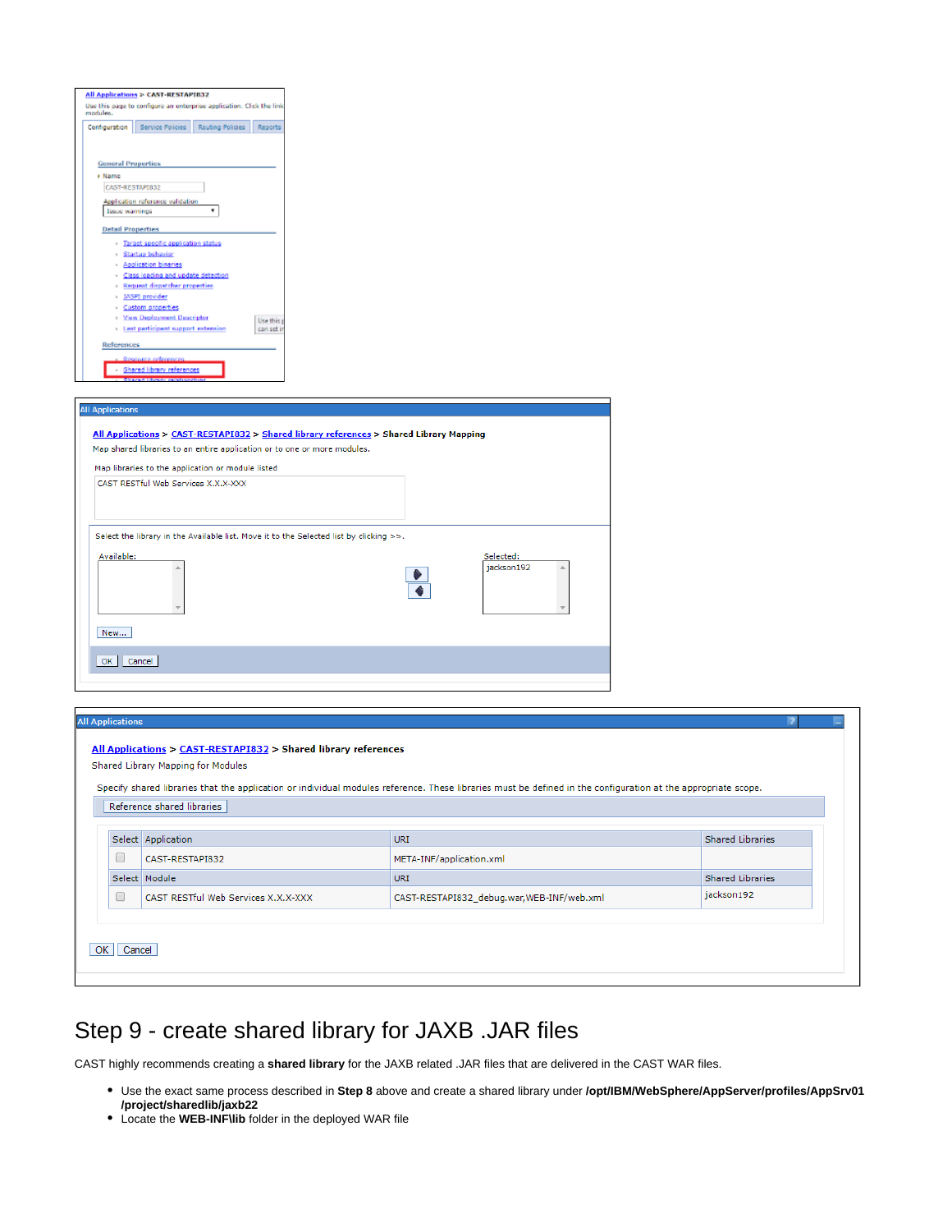## Step 9 - create shared library for JAXB .JAR files

CAST highly recommends creating a **shared library** for the JAXB related .JAR files that are delivered in the CAST WAR files.

- Use the exact same process described in **Step 8** above and create a shared library under **/opt/IBM/WebSphere/AppServer/profiles/AppSrv01 /project/sharedlib/jaxb22**
- Locate the **WEB-INF\lib** folder in the deployed WAR file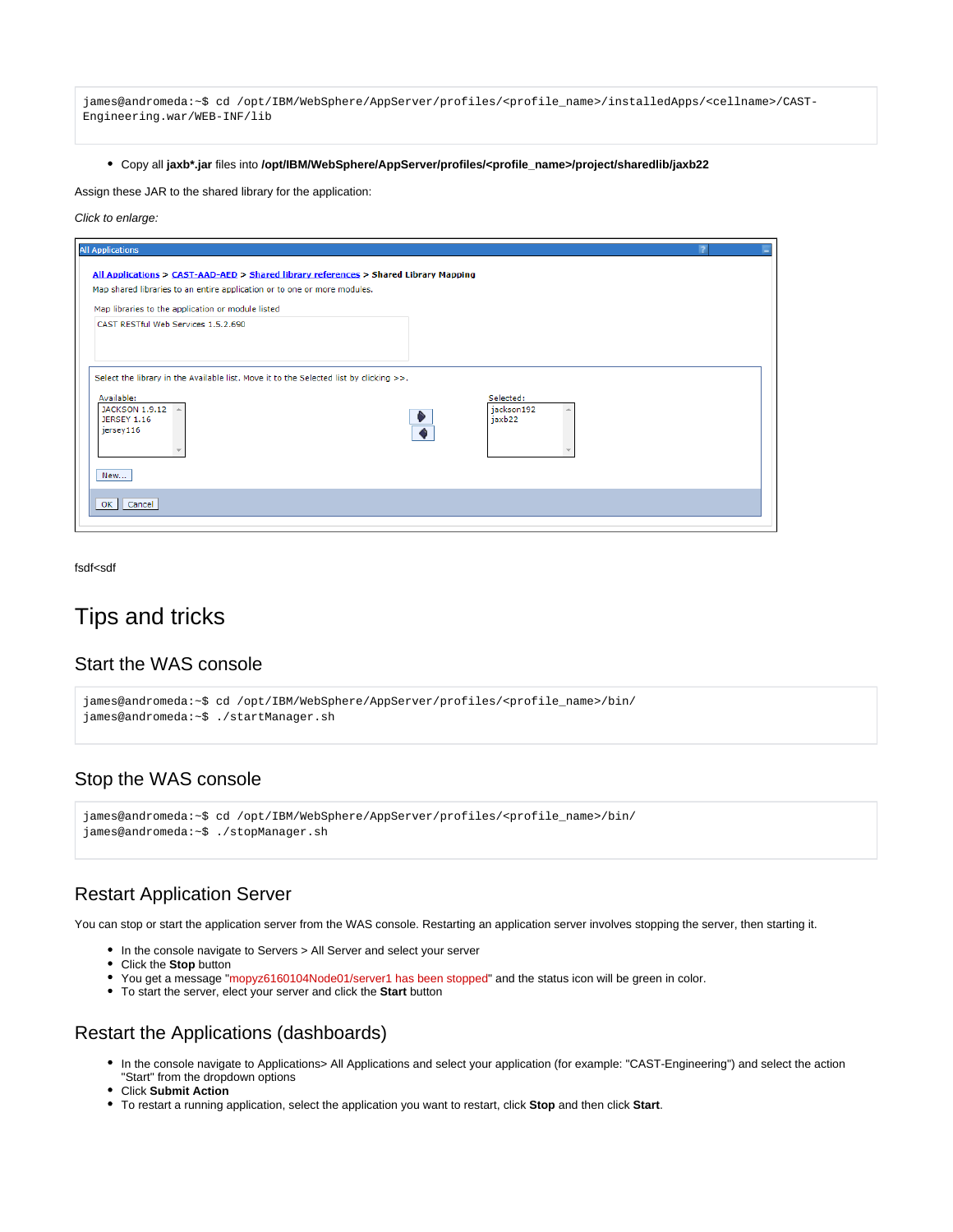```
james@andromeda:~$ cd /opt/IBM/WebSphere/AppServer/profiles/<profile_name>/installedApps/<cellname>/CAST-Engineering.war/WEB-INF/lib
```

- Copy all **jaxb*.jar** files into **/opt/IBM/WebSphere/AppServer/profiles/<profile_name>/project/sharedlib/jaxb22**

Assign these JAR to the shared library for the application:

*Click to enlarge:*

fsdf<sdf

# Tips and tricks

## Start the WAS console

```
james@andromeda:~$ cd /opt/IBM/WebSphere/AppServer/profiles/<profile_name>/bin/
james@andromeda:~$ ./startManager.sh
```

## Stop the WAS console

```
james@andromeda:~$ cd /opt/IBM/WebSphere/AppServer/profiles/<profile_name>/bin/
james@andromeda:~$ ./stopManager.sh
```

## Restart Application Server

You can stop or start the application server from the WAS console. Restarting an application server involves stopping the server, then starting it.

- In the console navigate to Servers > All Server and select your server
- Click the **Stop** button
- You get a message "mopyz6160104Node01/server1 has been stopped" and the status icon will be green in color.
- To start the server, elect your server and click the **Start** button

## Restart the Applications (dashboards)

- In the console navigate to Applications> All Applications and select your application (for example: "CAST-Engineering") and select the action "Start" from the dropdown options
- Click **Submit Action**
- To restart a running application, select the application you want to restart, click **Stop** and then click **Start**.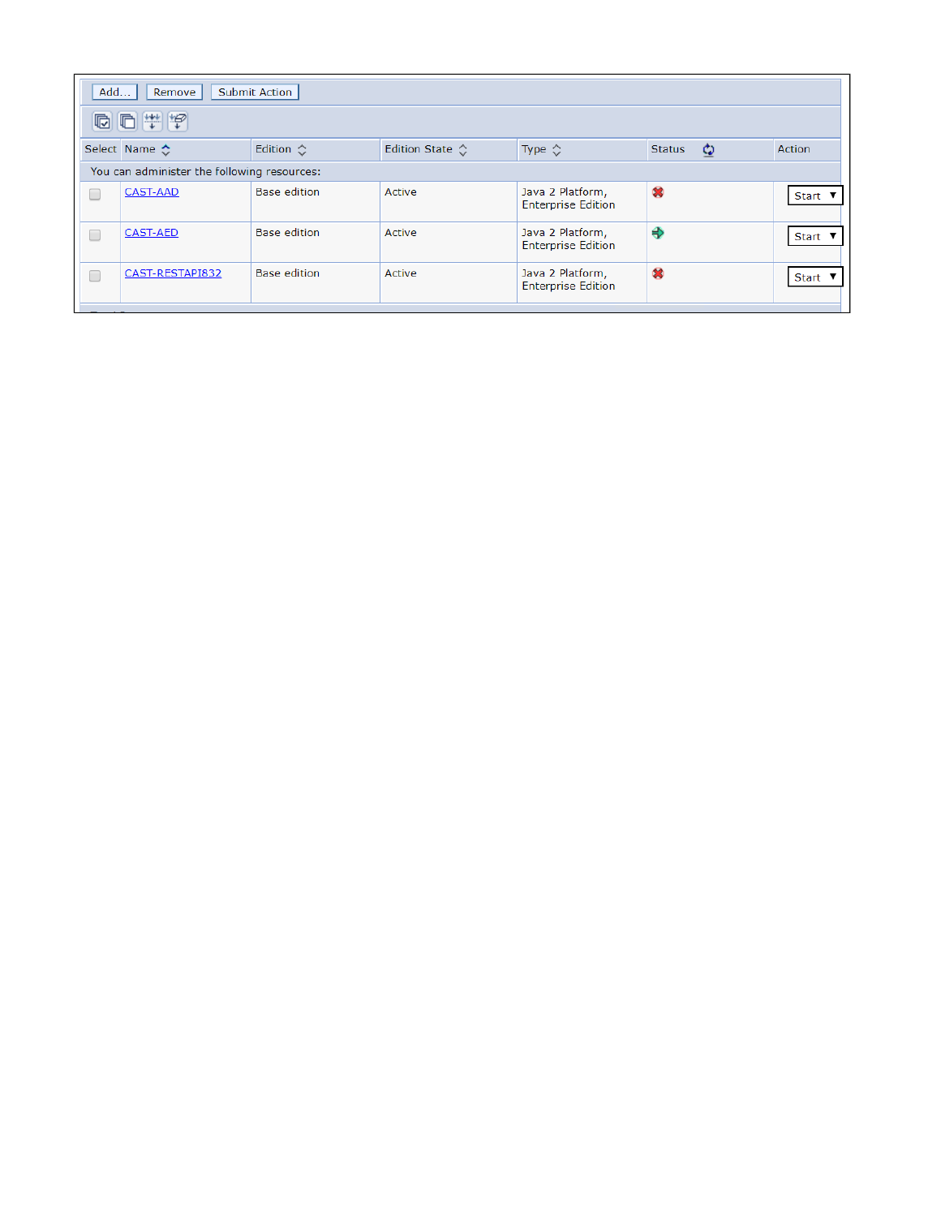Add... Remove Submit Action

| Select | Name | Edition | Edition State | Type | Status | Action |
|---|---|---|---|---|---|---|
| You can administer the following resources: | | | | | | |
| | CAST-AAD | Base edition | Active | Java 2 Platform, Enterprise Edition | | Start |
| | CAST-AED | Base edition | Active | Java 2 Platform, Enterprise Edition | | Start |
| | CAST-RESTAPI832 | Base edition | Active | Java 2 Platform, Enterprise Edition | | Start |